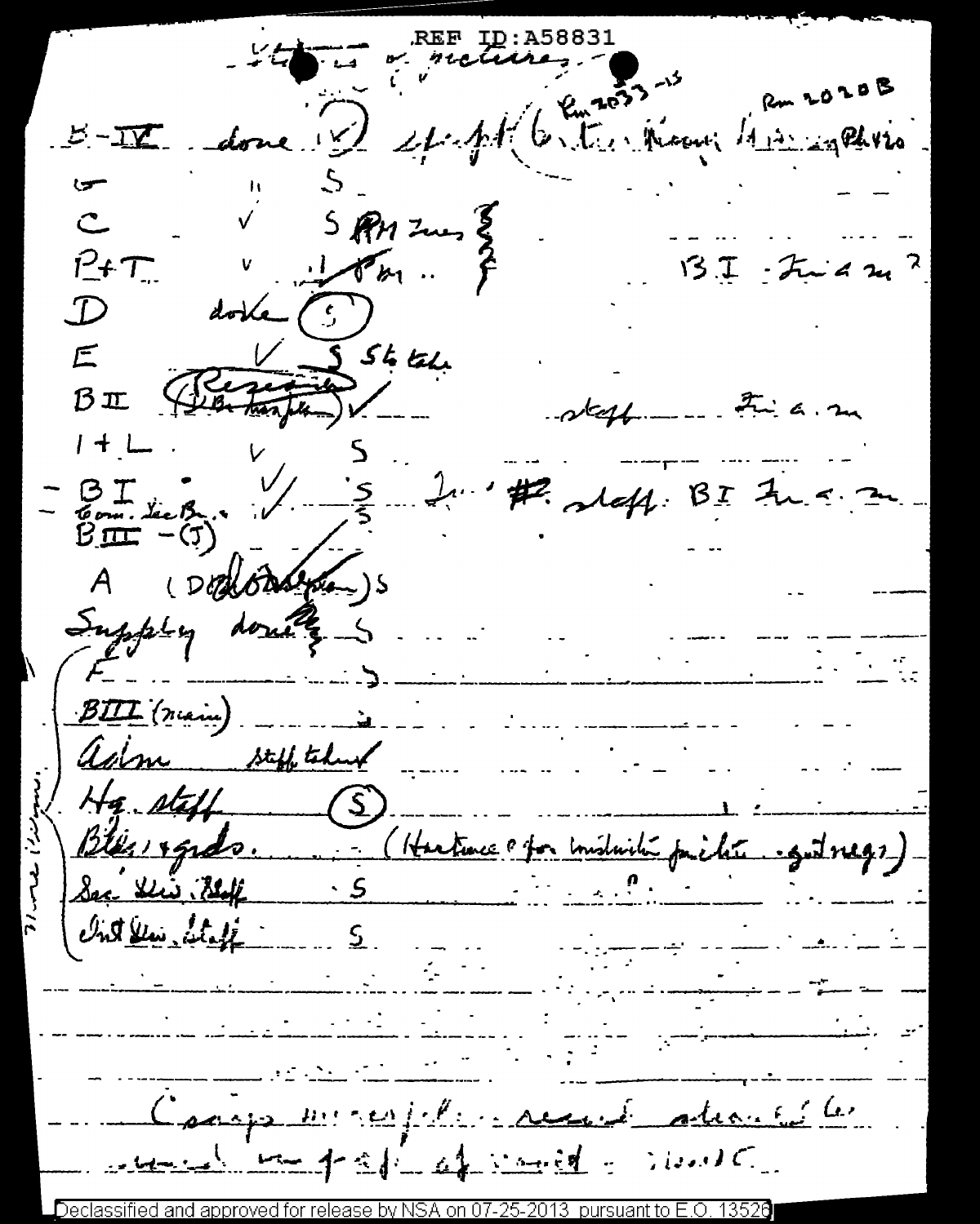REF ID:A58831

Status of pictures

Rm 2033-15 &nbsp;&nbsp;&nbsp;&nbsp;&nbsp;&nbsp;&nbsp;&nbsp; Rm 2020B

B-IV done (✓) 

G " S

C ✓ S PM Tues

P+T ✓ 1 PM .. &nbsp;&nbsp;&nbsp;&nbsp;&nbsp;&nbsp;&nbsp;&nbsp; BI - Fri a m ?

D done (S)

E ✓ S St take

B II (Reserve) ✓ &nbsp;&nbsp;&nbsp;&nbsp;&nbsp;&nbsp;&nbsp;&nbsp; staff — Fri a.m

I + L ✓ S

BI ✓ S &nbsp;&nbsp;&nbsp;&nbsp;&nbsp;&nbsp;&nbsp;&nbsp; #2 staff. BI Fri a.m

Com. Sec Br. ✓ S

B III - (J)

A (D... ) S

Supply done S

F S

BIII (main)

Adm staff taken

Hq. staff (S)

Bldgs + grds. (Hartness for ... pictures ... )

Sec. Div. Staff S

Int. Div. Staff S

Camps ...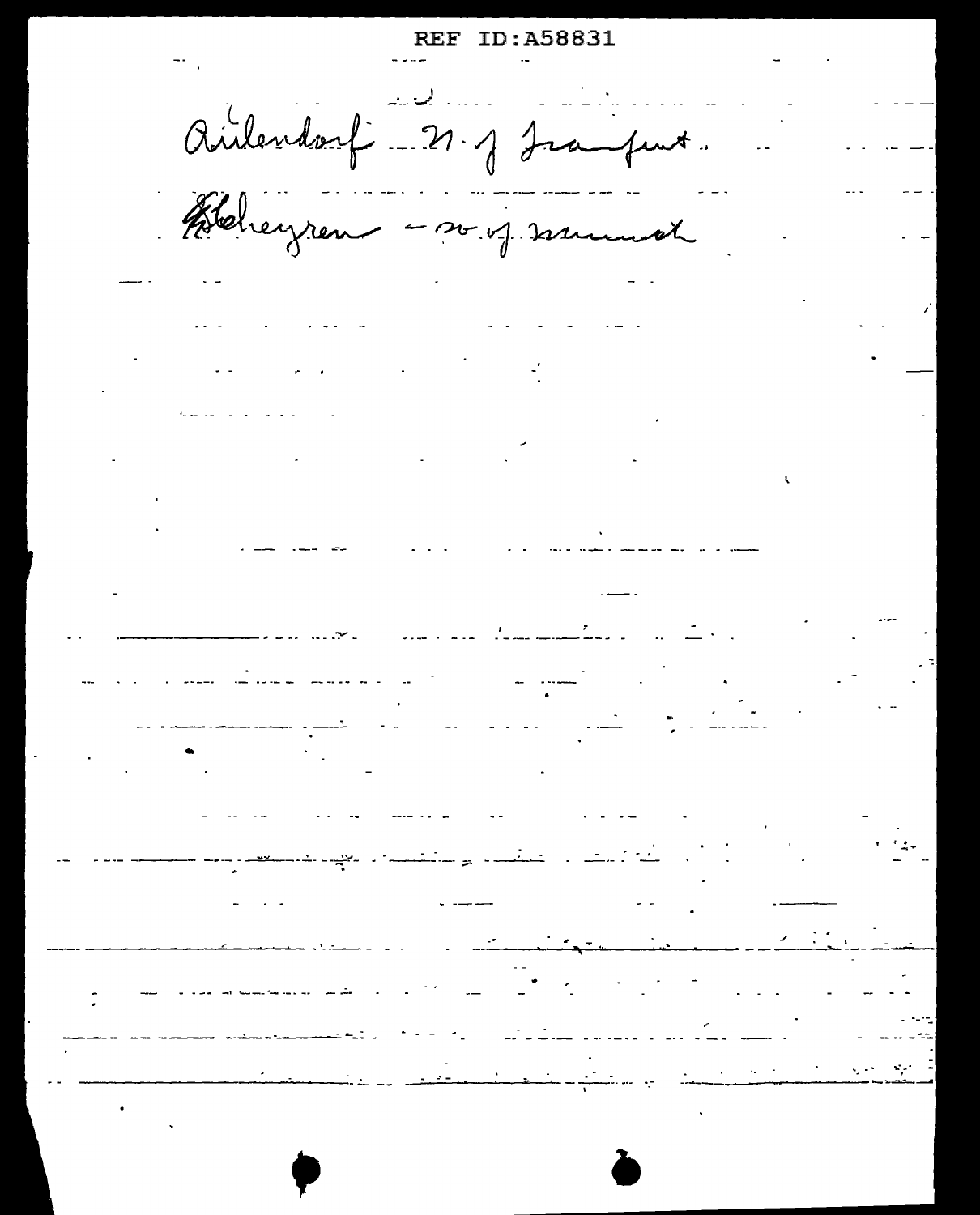Aulendorf – N. of Frankfurt.

Scheyren – so. of Munich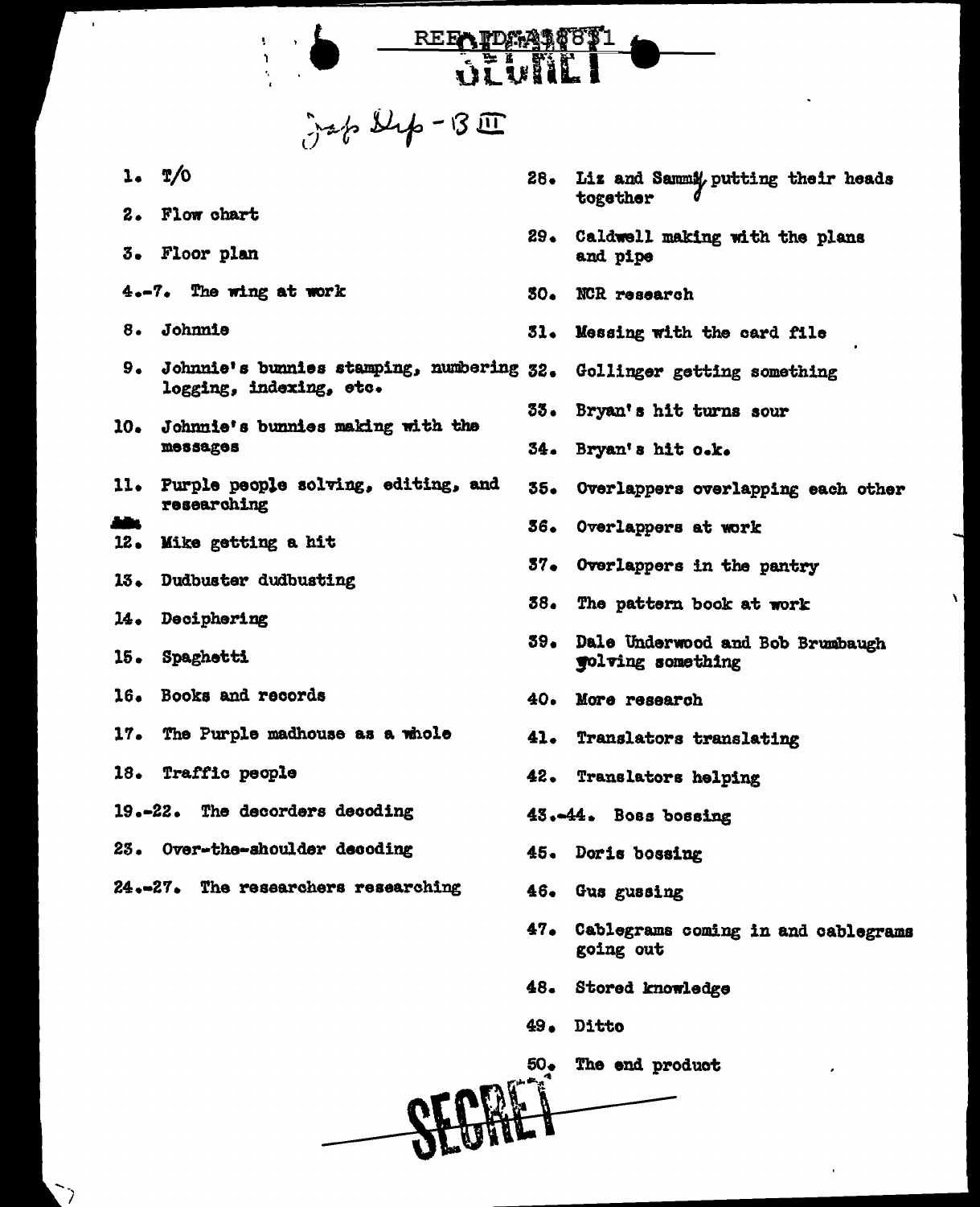REF ID:A38871

SECRET

Jap Dip - 13 III

1. T/O
2. Flow chart
3. Floor plan
4.-7. The wing at work
8. Johnnie
9. Johnnie's bunnies stamping, numbering logging, indexing, etc.
10. Johnnie's bunnies making with the messages
11. Purple people solving, editing, and researching
12. Mike getting a hit
13. Dudbuster dudbusting
14. Deciphering
15. Spaghetti
16. Books and records
17. The Purple madhouse as a whole
18. Traffic people
19.-22. The decorders decoding
23. Over-the-shoulder decoding
24.-27. The researchers researching
28. Liz and Sammy putting their heads together
29. Caldwell making with the plans and pipe
30. NCR research
31. Messing with the card file
32. Gollinger getting something
33. Bryan's hit turns sour
34. Bryan's hit o.k.
35. Overlappers overlapping each other
36. Overlappers at work
37. Overlappers in the pantry
38. The pattern book at work
39. Dale Underwood and Bob Brumbaugh solving something
40. More research
41. Translators translating
42. Translators helping
43.-44. Boss bossing
45. Doris bossing
46. Gus gussing
47. Cablegrams coming in and cablegrams going out
48. Stored knowledge
49. Ditto
50. The end product

SECRET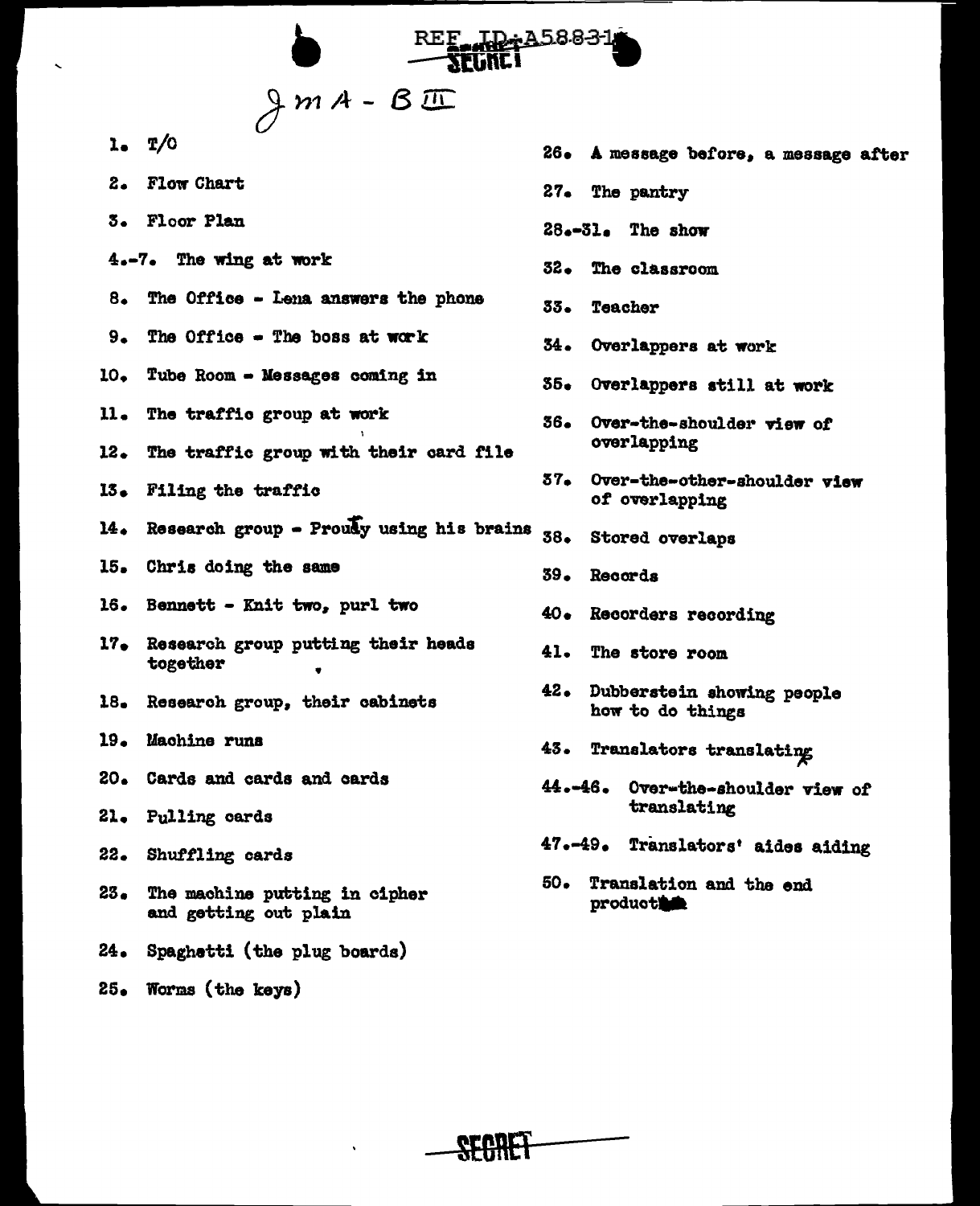REF ID:A58831

SECRET

JMA - B III

1. T/O
2. Flow Chart
3. Floor Plan
4.-7. The wing at work
8. The Office - Lena answers the phone
9. The Office - The boss at work
10. Tube Room - Messages coming in
11. The traffic group at work
12. The traffic group with their card file
13. Filing the traffic
14. Research group - Proudy using his brains
15. Chris doing the same
16. Bennett - Knit two, purl two
17. Research group putting their heads together
18. Research group, their cabinets
19. Machine runs
20. Cards and cards and cards
21. Pulling cards
22. Shuffling cards
23. The machine putting in cipher and getting out plain
24. Spaghetti (the plug boards)
25. Worms (the keys)
26. A message before, a message after
27. The pantry
28.-31. The show
32. The classroom
33. Teacher
34. Overlappers at work
35. Overlappers still at work
36. Over-the-shoulder view of overlapping
37. Over-the-other-shoulder view of overlapping
38. Stored overlaps
39. Records
40. Recorders recording
41. The store room
42. Dubberstein showing people how to do things
43. Translators translating
44.-46. Over-the-shoulder view of translating
47.-49. Translators' aides aiding
50. Translation and the end product

SECRET